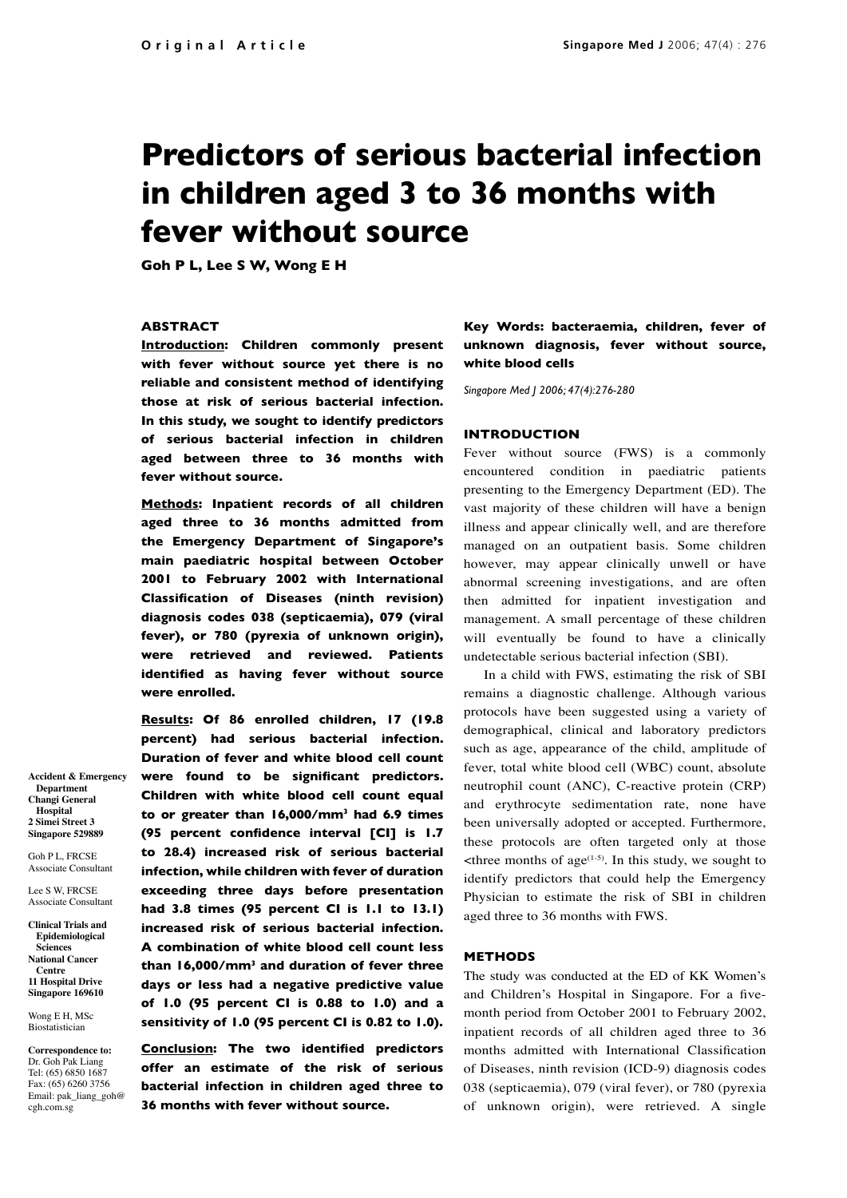Original Article

# Predictors of serious bacterial infection in children aged 3 to 36 months with fever without source

**Goh P L, Lee S W, Wong E H**

### ABSTRACT

**Introduction: Children commonly present with fever without source yet there is no reliable and consistent method of identifying those at risk of serious bacterial infection. In this study, we sought to identify predictors of serious bacterial infection in children aged between three to 36 months with fever without source.**

**Methods: Inpatient records of all children aged three to 36 months admitted from the Emergency Department of Singapore's main paediatric hospital between October 2001 to February 2002 with International Classification of Diseases (ninth revision) diagnosis codes 038 (septicaemia), 079 (viral fever), or 780 (pyrexia of unknown origin), were retrieved and reviewed. Patients identified as having fever without source were enrolled.**

**Results: Of 86 enrolled children, 17 (19.8 percent) had serious bacterial infection. Duration of fever and white blood cell count were found to be significant predictors. Children with white blood cell count equal to or greater than 16,000/mm$^3$ had 6.9 times (95 percent confidence interval [CI] is 1.7 to 28.4) increased risk of serious bacterial infection, while children with fever of duration exceeding three days before presentation had 3.8 times (95 percent CI is 1.1 to 13.1) increased risk of serious bacterial infection. A combination of white blood cell count less than 16,000/mm$^3$ and duration of fever three days or less had a negative predictive value of 1.0 (95 percent CI is 0.88 to 1.0) and a sensitivity of 1.0 (95 percent CI is 0.82 to 1.0).**

**Conclusion: The two identified predictors offer an estimate of the risk of serious bacterial infection in children aged three to 36 months with fever without source.**

**Key Words: bacteraemia, children, fever of unknown diagnosis, fever without source, white blood cells**

*Singapore Med J 2006; 47(4):276-280*

**Accident & Emergency Department**
**Changi General Hospital**
**2 Simei Street 3**
**Singapore 529889**

Goh P L, FRCSE
Associate Consultant

Lee S W, FRCSE
Associate Consultant

**Clinical Trials and Epidemiological Sciences**
**National Cancer Centre**
**11 Hospital Drive**
**Singapore 169610**

Wong E H, MSc
Biostatistician

**Correspondence to:**
Dr. Goh Pak Liang
Tel: (65) 6850 1687
Fax: (65) 6260 3756
Email: pak_liang_goh@cgh.com.sg

### INTRODUCTION

Fever without source (FWS) is a commonly encountered condition in paediatric patients presenting to the Emergency Department (ED). The vast majority of these children will have a benign illness and appear clinically well, and are therefore managed on an outpatient basis. Some children however, may appear clinically unwell or have abnormal screening investigations, and are often then admitted for inpatient investigation and management. A small percentage of these children will eventually be found to have a clinically undetectable serious bacterial infection (SBI).

In a child with FWS, estimating the risk of SBI remains a diagnostic challenge. Although various protocols have been suggested using a variety of demographical, clinical and laboratory predictors such as age, appearance of the child, amplitude of fever, total white blood cell (WBC) count, absolute neutrophil count (ANC), C-reactive protein (CRP) and erythrocyte sedimentation rate, none have been universally adopted or accepted. Furthermore, these protocols are often targeted only at those <three months of age[1-5]. In this study, we sought to identify predictors that could help the Emergency Physician to estimate the risk of SBI in children aged three to 36 months with FWS.

### METHODS

The study was conducted at the ED of KK Women's and Children's Hospital in Singapore. For a five-month period from October 2001 to February 2002, inpatient records of all children aged three to 36 months admitted with International Classification of Diseases, ninth revision (ICD-9) diagnosis codes 038 (septicaemia), 079 (viral fever), or 780 (pyrexia of unknown origin), were retrieved. A single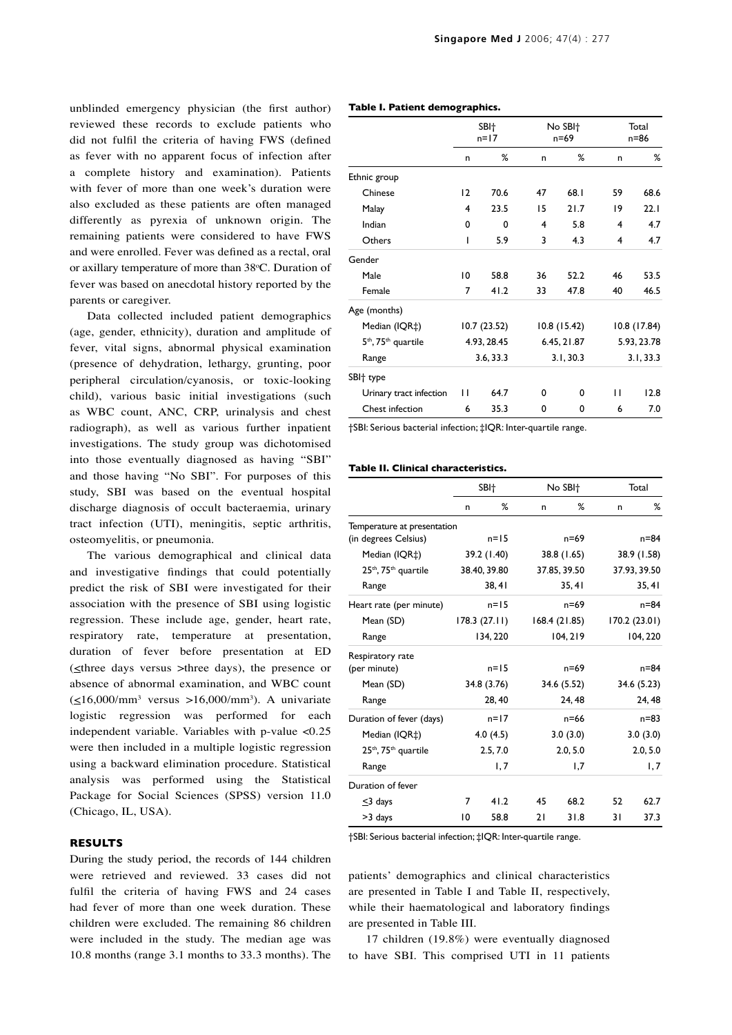unblinded emergency physician (the first author) reviewed these records to exclude patients who did not fulfil the criteria of having FWS (defined as fever with no apparent focus of infection after a complete history and examination). Patients with fever of more than one week's duration were also excluded as these patients are often managed differently as pyrexia of unknown origin. The remaining patients were considered to have FWS and were enrolled. Fever was defined as a rectal, oral or axillary temperature of more than 38°C. Duration of fever was based on anecdotal history reported by the parents or caregiver.

Data collected included patient demographics (age, gender, ethnicity), duration and amplitude of fever, vital signs, abnormal physical examination (presence of dehydration, lethargy, grunting, poor peripheral circulation/cyanosis, or toxic-looking child), various basic initial investigations (such as WBC count, ANC, CRP, urinalysis and chest radiograph), as well as various further inpatient investigations. The study group was dichotomised into those eventually diagnosed as having "SBI" and those having "No SBI". For purposes of this study, SBI was based on the eventual hospital discharge diagnosis of occult bacteraemia, urinary tract infection (UTI), meningitis, septic arthritis, osteomyelitis, or pneumonia.

The various demographical and clinical data and investigative findings that could potentially predict the risk of SBI were investigated for their association with the presence of SBI using logistic regression. These include age, gender, heart rate, respiratory rate, temperature at presentation, duration of fever before presentation at ED (≤three days versus >three days), the presence or absence of abnormal examination, and WBC count (≤16,000/$mm^3$ versus >16,000/$mm^3$). A univariate logistic regression was performed for each independent variable. Variables with p-value <0.25 were then included in a multiple logistic regression using a backward elimination procedure. Statistical analysis was performed using the Statistical Package for Social Sciences (SPSS) version 11.0 (Chicago, IL, USA).

## RESULTS

During the study period, the records of 144 children were retrieved and reviewed. 33 cases did not fulfil the criteria of having FWS and 24 cases had fever of more than one week duration. These children were excluded. The remaining 86 children were included in the study. The median age was 10.8 months (range 3.1 months to 33.3 months). The patients' demographics and clinical characteristics are presented in Table I and Table II, respectively, while their haematological and laboratory findings are presented in Table III.

17 children (19.8%) were eventually diagnosed to have SBI. This comprised UTI in 11 patients

**Table I. Patient demographics.**

| | SBI† n=17 | | No SBI† n=69 | | Total n=86 | |
|---|---|---|---|---|---|---|
| | n | % | n | % | n | % |
| Ethnic group | | | | | | |
| Chinese | 12 | 70.6 | 47 | 68.1 | 59 | 68.6 |
| Malay | 4 | 23.5 | 15 | 21.7 | 19 | 22.1 |
| Indian | 0 | 0 | 4 | 5.8 | 4 | 4.7 |
| Others | 1 | 5.9 | 3 | 4.3 | 4 | 4.7 |
| Gender | | | | | | |
| Male | 10 | 58.8 | 36 | 52.2 | 46 | 53.5 |
| Female | 7 | 41.2 | 33 | 47.8 | 40 | 46.5 |
| Age (months) | | | | | | |
| Median (IQR‡) | 10.7 (23.52) | | 10.8 (15.42) | | 10.8 (17.84) | |
| 5th, 75th quartile | 4.93, 28.45 | | 6.45, 21.87 | | 5.93, 23.78 | |
| Range | 3.6, 33.3 | | 3.1, 30.3 | | 3.1, 33.3 | |
| SBI† type | | | | | | |
| Urinary tract infection | 11 | 64.7 | 0 | 0 | 11 | 12.8 |
| Chest infection | 6 | 35.3 | 0 | 0 | 6 | 7.0 |

†SBI: Serious bacterial infection; ‡IQR: Inter-quartile range.

**Table II. Clinical characteristics.**

| | SBI† | | No SBI† | | Total | |
|---|---|---|---|---|---|---|
| | n | % | n | % | n | % |
| Temperature at presentation (in degrees Celsius) | n=15 | | n=69 | | n=84 | |
| Median (IQR‡) | 39.2 (1.40) | | 38.8 (1.65) | | 38.9 (1.58) | |
| 25th, 75th quartile | 38.40, 39.80 | | 37.85, 39.50 | | 37.93, 39.50 | |
| Range | 38, 41 | | 35, 41 | | 35, 41 | |
| Heart rate (per minute) | n=15 | | n=69 | | n=84 | |
| Mean (SD) | 178.3 (27.11) | | 168.4 (21.85) | | 170.2 (23.01) | |
| Range | 134, 220 | | 104, 219 | | 104, 220 | |
| Respiratory rate (per minute) | n=15 | | n=69 | | n=84 | |
| Mean (SD) | 34.8 (3.76) | | 34.6 (5.52) | | 34.6 (5.23) | |
| Range | 28, 40 | | 24, 48 | | 24, 48 | |
| Duration of fever (days) | n=17 | | n=66 | | n=83 | |
| Median (IQR‡) | 4.0 (4.5) | | 3.0 (3.0) | | 3.0 (3.0) | |
| 25th, 75th quartile | 2.5, 7.0 | | 2.0, 5.0 | | 2.0, 5.0 | |
| Range | 1, 7 | | 1,7 | | 1, 7 | |
| Duration of fever | | | | | | |
| ≤3 days | 7 | 41.2 | 45 | 68.2 | 52 | 62.7 |
| >3 days | 10 | 58.8 | 21 | 31.8 | 31 | 37.3 |

†SBI: Serious bacterial infection; ‡IQR: Inter-quartile range.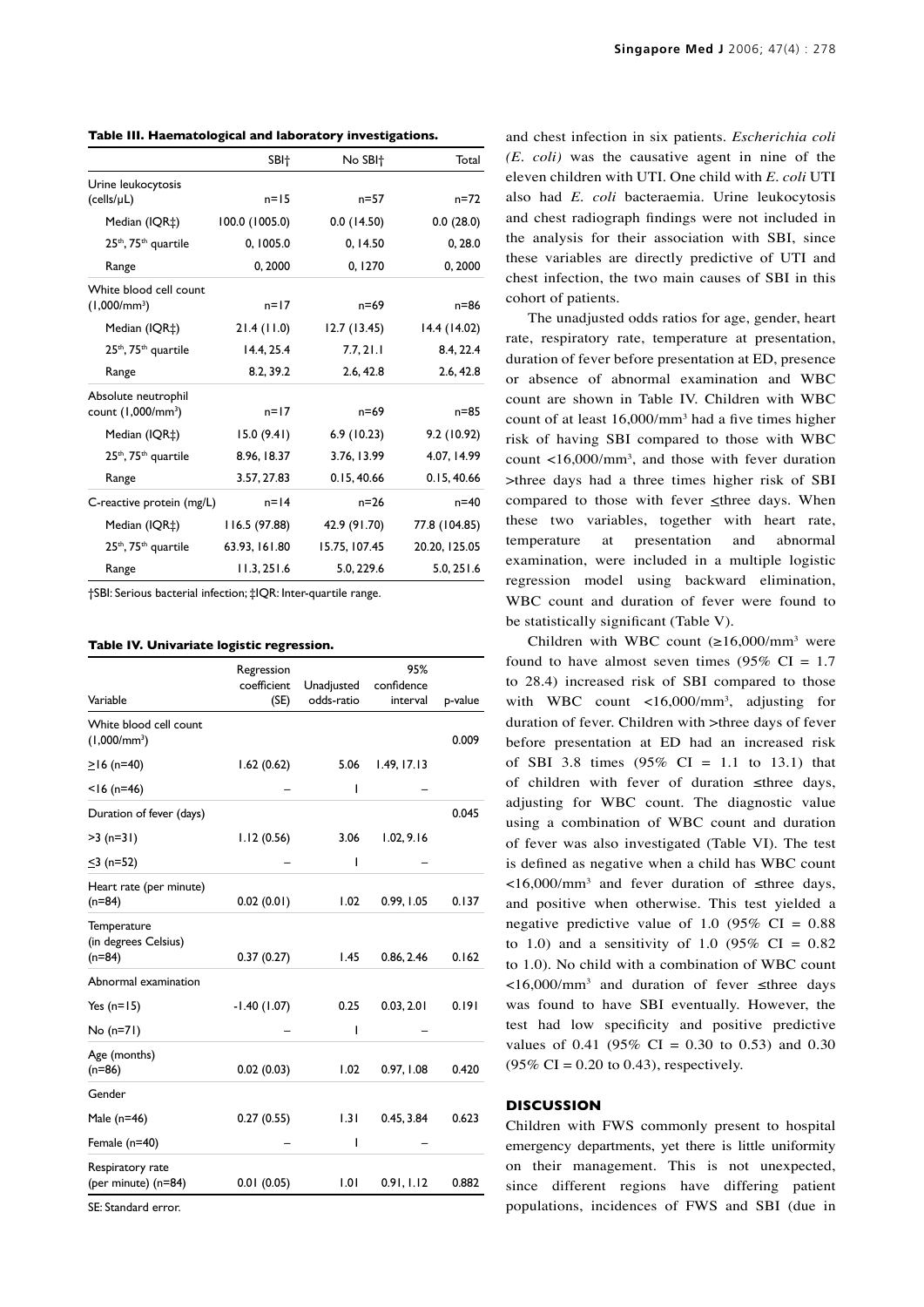**Table III. Haematological and laboratory investigations.**

| | SBI† | No SBI† | Total |
|---|---|---|---|
| Urine leukocytosis (cells/μL) | n=15 | n=57 | n=72 |
| Median (IQR‡) | 100.0 (1005.0) | 0.0 (14.50) | 0.0 (28.0) |
| 25th, 75th quartile | 0, 1005.0 | 0, 14.50 | 0, 28.0 |
| Range | 0, 2000 | 0, 1270 | 0, 2000 |
| White blood cell count (1,000/mm³) | n=17 | n=69 | n=86 |
| Median (IQR‡) | 21.4 (11.0) | 12.7 (13.45) | 14.4 (14.02) |
| 25th, 75th quartile | 14.4, 25.4 | 7.7, 21.1 | 8.4, 22.4 |
| Range | 8.2, 39.2 | 2.6, 42.8 | 2.6, 42.8 |
| Absolute neutrophil count (1,000/mm³) | n=17 | n=69 | n=85 |
| Median (IQR‡) | 15.0 (9.41) | 6.9 (10.23) | 9.2 (10.92) |
| 25th, 75th quartile | 8.96, 18.37 | 3.76, 13.99 | 4.07, 14.99 |
| Range | 3.57, 27.83 | 0.15, 40.66 | 0.15, 40.66 |
| C-reactive protein (mg/L) | n=14 | n=26 | n=40 |
| Median (IQR‡) | 116.5 (97.88) | 42.9 (91.70) | 77.8 (104.85) |
| 25th, 75th quartile | 63.93, 161.80 | 15.75, 107.45 | 20.20, 125.05 |
| Range | 11.3, 251.6 | 5.0, 229.6 | 5.0, 251.6 |

†SBI: Serious bacterial infection; ‡IQR: Inter-quartile range.

**Table IV. Univariate logistic regression.**

| Variable | Regression coefficient (SE) | Unadjusted odds-ratio | 95% confidence interval | p-value |
|---|---|---|---|---|
| White blood cell count (1,000/mm³) | | | | 0.009 |
| ≥16 (n=40) | 1.62 (0.62) | 5.06 | 1.49, 17.13 | |
| <16 (n=46) | – | 1 | – | |
| Duration of fever (days) | | | | 0.045 |
| >3 (n=31) | 1.12 (0.56) | 3.06 | 1.02, 9.16 | |
| ≤3 (n=52) | – | 1 | – | |
| Heart rate (per minute) (n=84) | 0.02 (0.01) | 1.02 | 0.99, 1.05 | 0.137 |
| Temperature (in degrees Celsius) (n=84) | 0.37 (0.27) | 1.45 | 0.86, 2.46 | 0.162 |
| Abnormal examination | | | | |
| Yes (n=15) | -1.40 (1.07) | 0.25 | 0.03, 2.01 | 0.191 |
| No (n=71) | – | 1 | – | |
| Age (months) (n=86) | 0.02 (0.03) | 1.02 | 0.97, 1.08 | 0.420 |
| Gender | | | | |
| Male (n=46) | 0.27 (0.55) | 1.31 | 0.45, 3.84 | 0.623 |
| Female (n=40) | – | 1 | – | |
| Respiratory rate (per minute) (n=84) | 0.01 (0.05) | 1.01 | 0.91, 1.12 | 0.882 |

SE: Standard error.

and chest infection in six patients. *Escherichia coli (E. coli)* was the causative agent in nine of the eleven children with UTI. One child with *E. coli* UTI also had *E. coli* bacteraemia. Urine leukocytosis and chest radiograph findings were not included in the analysis for their association with SBI, since these variables are directly predictive of UTI and chest infection, the two main causes of SBI in this cohort of patients.

The unadjusted odds ratios for age, gender, heart rate, respiratory rate, temperature at presentation, duration of fever before presentation at ED, presence or absence of abnormal examination and WBC count are shown in Table IV. Children with WBC count of at least 16,000/mm³ had a five times higher risk of having SBI compared to those with WBC count <16,000/mm³, and those with fever duration >three days had a three times higher risk of SBI compared to those with fever ≤three days. When these two variables, together with heart rate, temperature at presentation and abnormal examination, were included in a multiple logistic regression model using backward elimination, WBC count and duration of fever were found to be statistically significant (Table V).

Children with WBC count (≥16,000/mm³ were found to have almost seven times (95% CI = 1.7 to 28.4) increased risk of SBI compared to those with WBC count <16,000/mm³, adjusting for duration of fever. Children with >three days of fever before presentation at ED had an increased risk of SBI 3.8 times (95% CI = 1.1 to 13.1) that of children with fever of duration ≤three days, adjusting for WBC count. The diagnostic value using a combination of WBC count and duration of fever was also investigated (Table VI). The test is defined as negative when a child has WBC count <16,000/mm³ and fever duration of ≤three days, and positive when otherwise. This test yielded a negative predictive value of 1.0 (95% CI = 0.88 to 1.0) and a sensitivity of 1.0 (95% CI = 0.82 to 1.0). No child with a combination of WBC count <16,000/mm³ and duration of fever ≤three days was found to have SBI eventually. However, the test had low specificity and positive predictive values of 0.41 (95% CI = 0.30 to 0.53) and 0.30 (95% CI = 0.20 to 0.43), respectively.

## DISCUSSION

Children with FWS commonly present to hospital emergency departments, yet there is little uniformity on their management. This is not unexpected, since different regions have differing patient populations, incidences of FWS and SBI (due in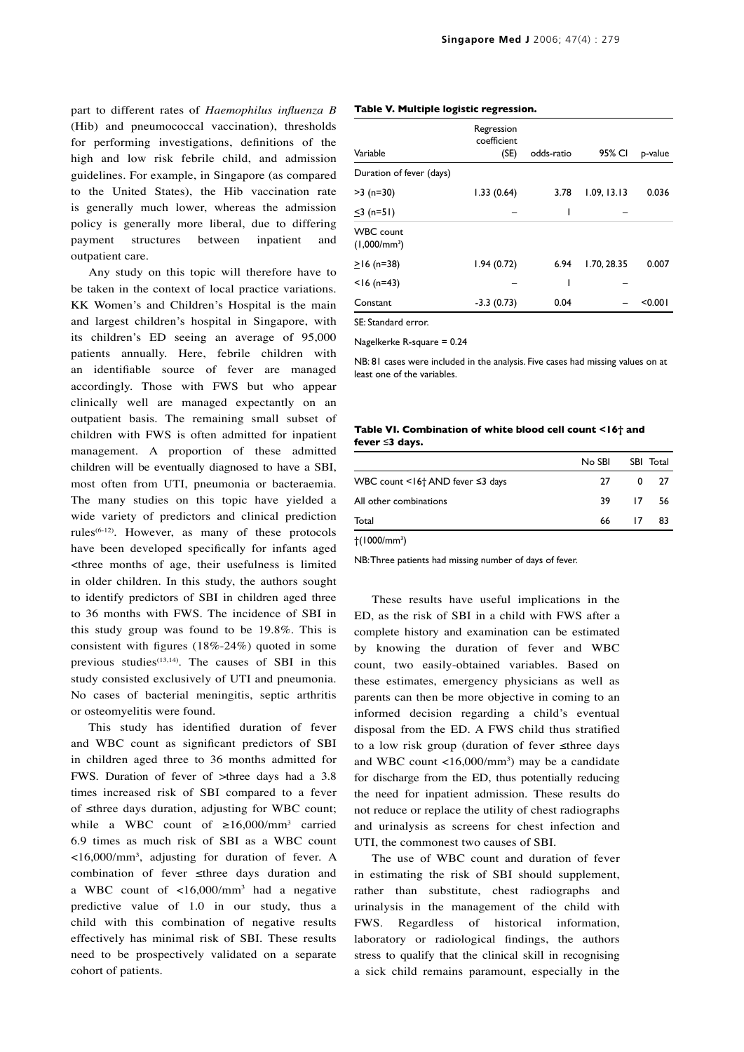part to different rates of *Haemophilus influenza B* (Hib) and pneumococcal vaccination), thresholds for performing investigations, definitions of the high and low risk febrile child, and admission guidelines. For example, in Singapore (as compared to the United States), the Hib vaccination rate is generally much lower, whereas the admission policy is generally more liberal, due to differing payment structures between inpatient and outpatient care.

Any study on this topic will therefore have to be taken in the context of local practice variations. KK Women's and Children's Hospital is the main and largest children's hospital in Singapore, with its children's ED seeing an average of 95,000 patients annually. Here, febrile children with an identifiable source of fever are managed accordingly. Those with FWS but who appear clinically well are managed expectantly on an outpatient basis. The remaining small subset of children with FWS is often admitted for inpatient management. A proportion of these admitted children will be eventually diagnosed to have a SBI, most often from UTI, pneumonia or bacteraemia. The many studies on this topic have yielded a wide variety of predictors and clinical prediction rules[6-12]. However, as many of these protocols have been developed specifically for infants aged <three months of age, their usefulness is limited in older children. In this study, the authors sought to identify predictors of SBI in children aged three to 36 months with FWS. The incidence of SBI in this study group was found to be 19.8%. This is consistent with figures (18%-24%) quoted in some previous studies[13,14]. The causes of SBI in this study consisted exclusively of UTI and pneumonia. No cases of bacterial meningitis, septic arthritis or osteomyelitis were found.

This study has identified duration of fever and WBC count as significant predictors of SBI in children aged three to 36 months admitted for FWS. Duration of fever of >three days had a 3.8 times increased risk of SBI compared to a fever of ≤three days duration, adjusting for WBC count; while a WBC count of ≥16,000/mm$^3$ carried 6.9 times as much risk of SBI as a WBC count <16,000/mm$^3$, adjusting for duration of fever. A combination of fever ≤three days duration and a WBC count of <16,000/mm$^3$ had a negative predictive value of 1.0 in our study, thus a child with this combination of negative results effectively has minimal risk of SBI. These results need to be prospectively validated on a separate cohort of patients.

**Table V. Multiple logistic regression.**

| Variable | Regression coefficient (SE) | odds-ratio | 95% CI | p-value |
|---|---|---|---|---|
| Duration of fever (days) | | | | |
| >3 (n=30) | 1.33 (0.64) | 3.78 | 1.09, 13.13 | 0.036 |
| ≤3 (n=51) | – | 1 | – | |
| WBC count (1,000/mm$^3$) | | | | |
| ≥16 (n=38) | 1.94 (0.72) | 6.94 | 1.70, 28.35 | 0.007 |
| <16 (n=43) | – | 1 | – | |
| Constant | -3.3 (0.73) | 0.04 | – | <0.001 |

SE: Standard error.

Nagelkerke R-square = 0.24

NB: 81 cases were included in the analysis. Five cases had missing values on at least one of the variables.

**Table VI. Combination of white blood cell count <16† and fever ≤3 days.**

| | No SBI | SBI | Total |
|---|---|---|---|
| WBC count <16† AND fever ≤3 days | 27 | 0 | 27 |
| All other combinations | 39 | 17 | 56 |
| Total | 66 | 17 | 83 |

†(1000/mm$^3$)

NB: Three patients had missing number of days of fever.

These results have useful implications in the ED, as the risk of SBI in a child with FWS after a complete history and examination can be estimated by knowing the duration of fever and WBC count, two easily-obtained variables. Based on these estimates, emergency physicians as well as parents can then be more objective in coming to an informed decision regarding a child's eventual disposal from the ED. A FWS child thus stratified to a low risk group (duration of fever ≤three days and WBC count <16,000/mm$^3$) may be a candidate for discharge from the ED, thus potentially reducing the need for inpatient admission. These results do not reduce or replace the utility of chest radiographs and urinalysis as screens for chest infection and UTI, the commonest two causes of SBI.

The use of WBC count and duration of fever in estimating the risk of SBI should supplement, rather than substitute, chest radiographs and urinalysis in the management of the child with FWS. Regardless of historical information, laboratory or radiological findings, the authors stress to qualify that the clinical skill in recognising a sick child remains paramount, especially in the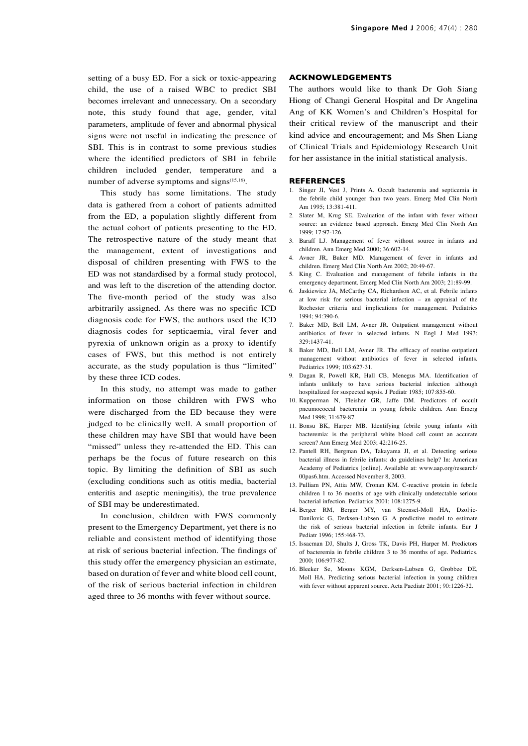setting of a busy ED. For a sick or toxic-appearing child, the use of a raised WBC to predict SBI becomes irrelevant and unnecessary. On a secondary note, this study found that age, gender, vital parameters, amplitude of fever and abnormal physical signs were not useful in indicating the presence of SBI. This is in contrast to some previous studies where the identified predictors of SBI in febrile children included gender, temperature and a number of adverse symptoms and signs[15,16].

This study has some limitations. The study data is gathered from a cohort of patients admitted from the ED, a population slightly different from the actual cohort of patients presenting to the ED. The retrospective nature of the study meant that the management, extent of investigations and disposal of children presenting with FWS to the ED was not standardised by a formal study protocol, and was left to the discretion of the attending doctor. The five-month period of the study was also arbitrarily assigned. As there was no specific ICD diagnosis code for FWS, the authors used the ICD diagnosis codes for septicaemia, viral fever and pyrexia of unknown origin as a proxy to identify cases of FWS, but this method is not entirely accurate, as the study population is thus "limited" by these three ICD codes.

In this study, no attempt was made to gather information on those children with FWS who were discharged from the ED because they were judged to be clinically well. A small proportion of these children may have SBI that would have been "missed" unless they re-attended the ED. This can perhaps be the focus of future research on this topic. By limiting the definition of SBI as such (excluding conditions such as otitis media, bacterial enteritis and aseptic meningitis), the true prevalence of SBI may be underestimated.

In conclusion, children with FWS commonly present to the Emergency Department, yet there is no reliable and consistent method of identifying those at risk of serious bacterial infection. The findings of this study offer the emergency physician an estimate, based on duration of fever and white blood cell count, of the risk of serious bacterial infection in children aged three to 36 months with fever without source.

## ACKNOWLEDGEMENTS

The authors would like to thank Dr Goh Siang Hiong of Changi General Hospital and Dr Angelina Ang of KK Women's and Children's Hospital for their critical review of the manuscript and their kind advice and encouragement; and Ms Shen Liang of Clinical Trials and Epidemiology Research Unit for her assistance in the initial statistical analysis.

## REFERENCES

1. Singer JI, Vest J, Prints A. Occult bacteremia and septicemia in the febrile child younger than two years. Emerg Med Clin North Am 1995; 13:381-411.
2. Slater M, Krug SE. Evaluation of the infant with fever without source: an evidence based approach. Emerg Med Clin North Am 1999; 17:97-126.
3. Baraff LJ. Management of fever without source in infants and children. Ann Emerg Med 2000; 36:602-14.
4. Avner JR, Baker MD. Management of fever in infants and children. Emerg Med Clin North Am 2002; 20:49-67.
5. King C. Evaluation and management of febrile infants in the emergency department. Emerg Med Clin North Am 2003; 21:89-99.
6. Jaskiewicz JA, McCarthy CA, Richardson AC, et al. Febrile infants at low risk for serious bacterial infection – an appraisal of the Rochester criteria and implications for management. Pediatrics 1994; 94:390-6.
7. Baker MD, Bell LM, Avner JR. Outpatient management without antibiotics of fever in selected infants. N Engl J Med 1993; 329:1437-41.
8. Baker MD, Bell LM, Avner JR. The efficacy of routine outpatient management without antibiotics of fever in selected infants. Pediatrics 1999; 103:627-31.
9. Dagan R, Powell KR, Hall CB, Menegus MA. Identification of infants unlikely to have serious bacterial infection although hospitalized for suspected sepsis. J Pediatr 1985; 107:855-60.
10. Kupperman N, Fleisher GR, Jaffe DM. Predictors of occult pneumococcal bacteremia in young febrile children. Ann Emerg Med 1998; 31:679-87.
11. Bonsu BK, Harper MB. Identifying febrile young infants with bacteremia: is the peripheral white blood cell count an accurate screen? Ann Emerg Med 2003; 42:216-25.
12. Pantell RH, Bergman DA, Takayama JI, et al. Detecting serious bacterial illness in febrile infants: do guidelines help? In: American Academy of Pediatrics [online]. Available at: www.aap.org/research/00pas6.htm. Accessed November 8, 2003.
13. Pulliam PN, Attia MW, Cronan KM. C-reactive protein in febrile children 1 to 36 months of age with clinically undetectable serious bacterial infection. Pediatrics 2001; 108:1275-9.
14. Berger RM, Berger MY, van Steensel-Moll HA, Dzoljic-Danilovic G, Derksen-Lubsen G. A predictive model to estimate the risk of serious bacterial infection in febrile infants. Eur J Pediatr 1996; 155:468-73.
15. Issacman DJ, Shults J, Gross TK, Davis PH, Harper M. Predictors of bacteremia in febrile children 3 to 36 months of age. Pediatrics. 2000; 106:977-82.
16. Bleeker Se, Moons KGM, Derksen-Lubsen G, Grobbee DE, Moll HA. Predicting serious bacterial infection in young children with fever without apparent source. Acta Paediatr 2001; 90:1226-32.